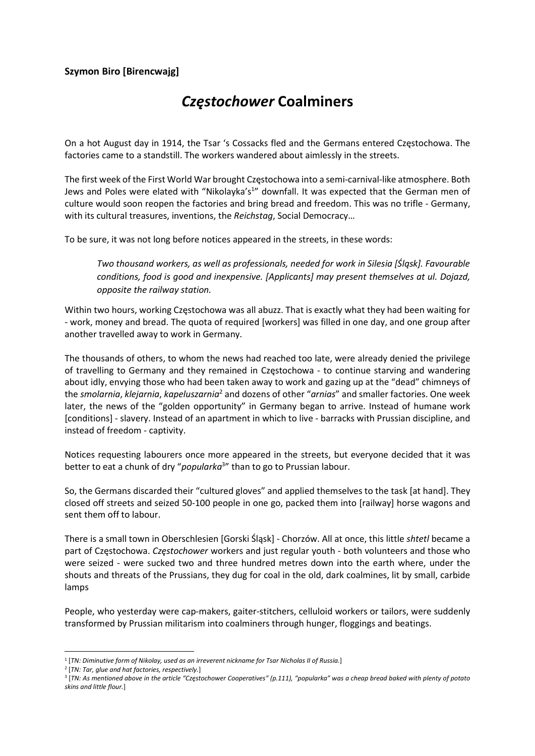**Szymon Biro [Birencwajg]**

# *Częstochower* Coalminers

On a hot August day in 1914, the Tsar 's Cossacks fled and the Germans entered Częstochowa. The factories came to a standstill. The workers wandered about aimlessly in the streets.

The first week of the First World War brought Częstochowa into a semi-carnival-like atmosphere. Both Jews and Poles were elated with "Nikolayka's[1]" downfall. It was expected that the German men of culture would soon reopen the factories and bring bread and freedom. This was no trifle - Germany, with its cultural treasures, inventions, the *Reichstag*, Social Democracy…

To be sure, it was not long before notices appeared in the streets, in these words:

> *Two thousand workers, as well as professionals, needed for work in Silesia [Śląsk]. Favourable conditions, food is good and inexpensive. [Applicants] may present themselves at ul. Dojazd, opposite the railway station.*

Within two hours, working Częstochowa was all abuzz. That is exactly what they had been waiting for - work, money and bread. The quota of required [workers] was filled in one day, and one group after another travelled away to work in Germany.

The thousands of others, to whom the news had reached too late, were already denied the privilege of travelling to Germany and they remained in Częstochowa - to continue starving and wandering about idly, envying those who had been taken away to work and gazing up at the "dead" chimneys of the *smolarnia*, *klejarnia*, *kapeluszarnia*[2] and dozens of other "*arnias*" and smaller factories. One week later, the news of the "golden opportunity" in Germany began to arrive. Instead of humane work [conditions] - slavery. Instead of an apartment in which to live - barracks with Prussian discipline, and instead of freedom - captivity.

Notices requesting labourers once more appeared in the streets, but everyone decided that it was better to eat a chunk of dry "*popularka*[3]" than to go to Prussian labour.

So, the Germans discarded their "cultured gloves" and applied themselves to the task [at hand]. They closed off streets and seized 50-100 people in one go, packed them into [railway] horse wagons and sent them off to labour.

There is a small town in Oberschlesien [Gorski Śląsk] - Chorzów. All at once, this little *shtetl* became a part of Częstochowa. *Częstochower* workers and just regular youth - both volunteers and those who were seized - were sucked two and three hundred metres down into the earth where, under the shouts and threats of the Prussians, they dug for coal in the old, dark coalmines, lit by small, carbide lamps

People, who yesterday were cap-makers, gaiter-stitchers, celluloid workers or tailors, were suddenly transformed by Prussian militarism into coalminers through hunger, floggings and beatings.

---

[1] [*TN: Diminutive form of Nikolay, used as an irreverent nickname for Tsar Nicholas II of Russia.*]

[2] [*TN: Tar, glue and hat factories, respectively.*]

[3] [*TN: As mentioned above in the article "Częstochower Cooperatives" (p.111), "popularka" was a cheap bread baked with plenty of potato skins and little flour.*]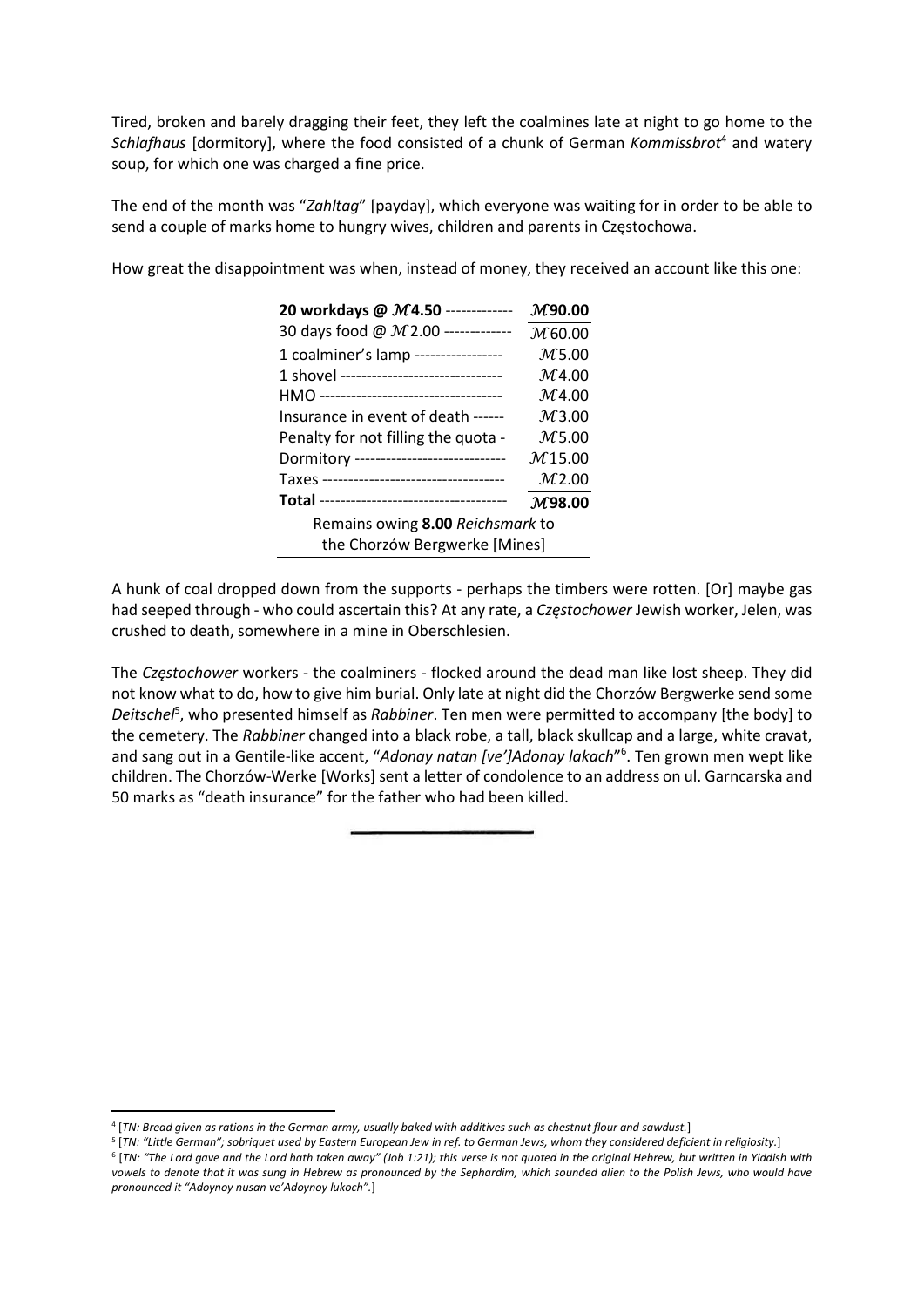Tired, broken and barely dragging their feet, they left the coalmines late at night to go home to the *Schlafhaus* [dormitory], where the food consisted of a chunk of German *Kommissbrot*[4] and watery soup, for which one was charged a fine price.

The end of the month was "*Zahltag*" [payday], which everyone was waiting for in order to be able to send a couple of marks home to hungry wives, children and parents in Częstochowa.

How great the disappointment was when, instead of money, they received an account like this one:

| | |
|---|---|
| **20 workdays @ ℳ4.50** ------------- | **ℳ90.00** |
| 30 days food @ ℳ2.00 ------------- | ℳ60.00 |
| 1 coalminer's lamp ----------------- | ℳ5.00 |
| 1 shovel ------------------------------- | ℳ4.00 |
| HMO ---------------------------------- | ℳ4.00 |
| Insurance in event of death ------ | ℳ3.00 |
| Penalty for not filling the quota - | ℳ5.00 |
| Dormitory ---------------------------- | ℳ15.00 |
| Taxes ---------------------------------- | ℳ2.00 |
| **Total** ----------------------------------- | **ℳ98.00** |
| Remains owing **8.00** *Reichsmark* to the Chorzów Bergwerke [Mines] | |

A hunk of coal dropped down from the supports - perhaps the timbers were rotten. [Or] maybe gas had seeped through - who could ascertain this? At any rate, a *Częstochower* Jewish worker, Jelen, was crushed to death, somewhere in a mine in Oberschlesien.

The *Częstochower* workers - the coalminers - flocked around the dead man like lost sheep. They did not know what to do, how to give him burial. Only late at night did the Chorzów Bergwerke send some *Deitschel*[5], who presented himself as *Rabbiner*. Ten men were permitted to accompany [the body] to the cemetery. The *Rabbiner* changed into a black robe, a tall, black skullcap and a large, white cravat, and sang out in a Gentile-like accent, "*Adonay natan [ve']Adonay lakach*"[6]. Ten grown men wept like children. The Chorzów-Werke [Works] sent a letter of condolence to an address on ul. Garncarska and 50 marks as "death insurance" for the father who had been killed.

---

[4] [*TN: Bread given as rations in the German army, usually baked with additives such as chestnut flour and sawdust.*]

[5] [*TN: "Little German"; sobriquet used by Eastern European Jew in ref. to German Jews, whom they considered deficient in religiosity.*]

[6] [*TN: "The Lord gave and the Lord hath taken away" (Job 1:21); this verse is not quoted in the original Hebrew, but written in Yiddish with vowels to denote that it was sung in Hebrew as pronounced by the Sephardim, which sounded alien to the Polish Jews, who would have pronounced it "Adoynoy nusan ve'Adoynoy lukoch".*]